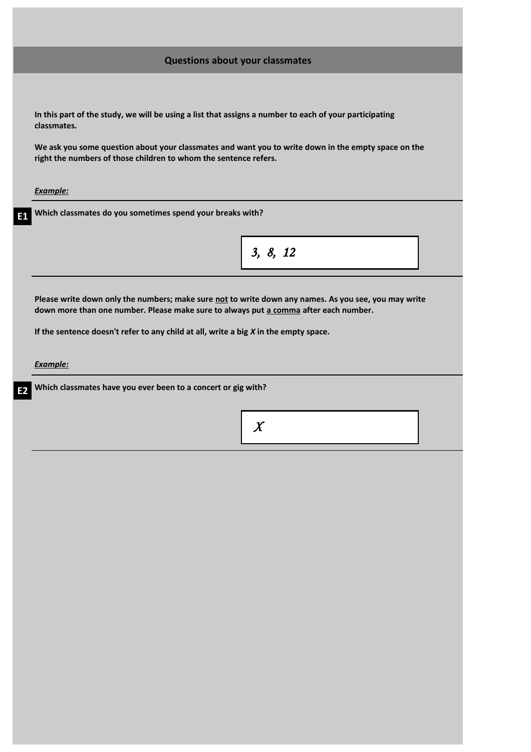## Questions about your classmates

**In this part of the study, we will be using a list that assigns a number to each of your participating classmates.**

**We ask you some question about your classmates and want you to write down in the empty space on the right the numbers of those children to whom the sentence refers.**

***Example:***

**E1** **Which classmates do you sometimes spend your breaks with?**

*3, 8, 12*

**Please write down only the numbers; make sure not to write down any names. As you see, you may write down more than one number. Please make sure to always put a comma after each number.**

**If the sentence doesn't refer to any child at all, write a big *X* in the empty space.**

***Example:***

**E2** **Which classmates have you ever been to a concert or gig with?**

*X*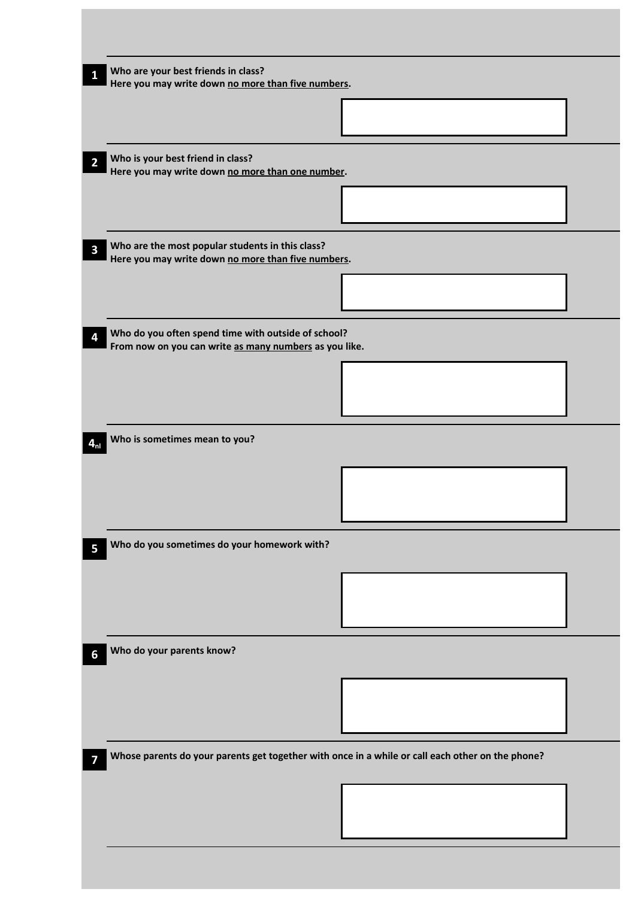**1** **Who are your best friends in class?**
**Here you may write down <u>no more than five numbers</u>.**

**2** **Who is your best friend in class?**
**Here you may write down <u>no more than one number</u>.**

**3** **Who are the most popular students in this class?**
**Here you may write down <u>no more than five numbers</u>.**

**4** **Who do you often spend time with outside of school?**
**From now on you can write <u>as many numbers</u> as you like.**

**$4_{nl}$** **Who is sometimes mean to you?**

**5** **Who do you sometimes do your homework with?**

**6** **Who do your parents know?**

**7** **Whose parents do your parents get together with once in a while or call each other on the phone?**